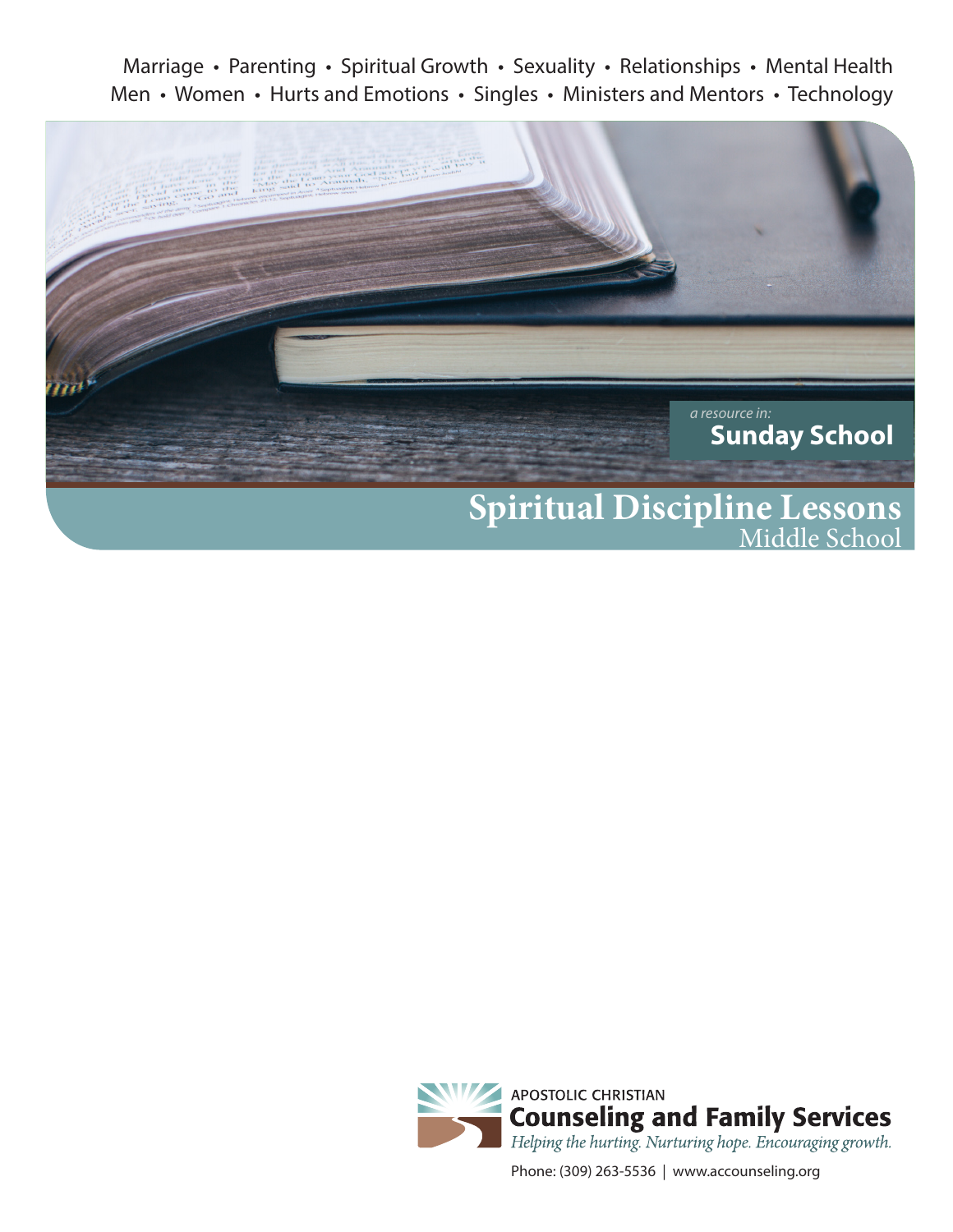Marriage • Parenting • Spiritual Growth • Sexuality • Relationships • Mental Health
Men • Women • Hurts and Emotions • Singles • Ministers and Mentors • Technology

*a resource in:*
**Sunday School**

# Spiritual Discipline Lessons

## Middle School

APOSTOLIC CHRISTIAN
**Counseling and Family Services**
*Helping the hurting. Nurturing hope. Encouraging growth.*

Phone: (309) 263-5536 | www.accounseling.org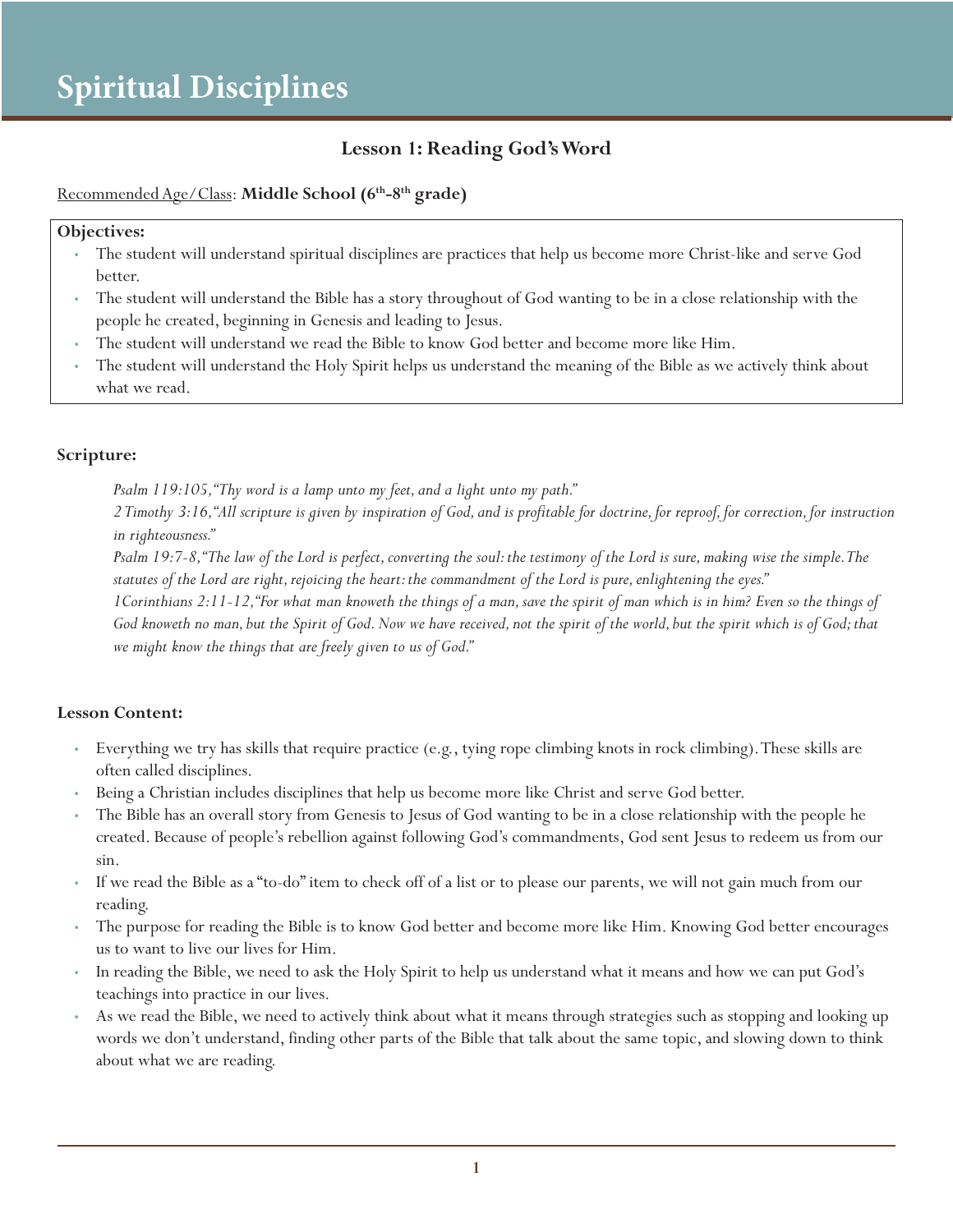# Spiritual Disciplines

## Lesson 1: Reading God's Word

Recommended Age/Class: **Middle School (6th-8th grade)**

**Objectives:**

- The student will understand spiritual disciplines are practices that help us become more Christ-like and serve God better.
- The student will understand the Bible has a story throughout of God wanting to be in a close relationship with the people he created, beginning in Genesis and leading to Jesus.
- The student will understand we read the Bible to know God better and become more like Him.
- The student will understand the Holy Spirit helps us understand the meaning of the Bible as we actively think about what we read.

**Scripture:**

*Psalm 119:105, "Thy word is a lamp unto my feet, and a light unto my path."*
*2 Timothy 3:16, "All scripture is given by inspiration of God, and is profitable for doctrine, for reproof, for correction, for instruction in righteousness."*
*Psalm 19:7-8, "The law of the Lord is perfect, converting the soul: the testimony of the Lord is sure, making wise the simple. The statutes of the Lord are right, rejoicing the heart: the commandment of the Lord is pure, enlightening the eyes."*
*1Corinthians 2:11-12, "For what man knoweth the things of a man, save the spirit of man which is in him? Even so the things of God knoweth no man, but the Spirit of God. Now we have received, not the spirit of the world, but the spirit which is of God; that we might know the things that are freely given to us of God."*

**Lesson Content:**

- Everything we try has skills that require practice (e.g., tying rope climbing knots in rock climbing). These skills are often called disciplines.
- Being a Christian includes disciplines that help us become more like Christ and serve God better.
- The Bible has an overall story from Genesis to Jesus of God wanting to be in a close relationship with the people he created. Because of people's rebellion against following God's commandments, God sent Jesus to redeem us from our sin.
- If we read the Bible as a "to-do" item to check off of a list or to please our parents, we will not gain much from our reading.
- The purpose for reading the Bible is to know God better and become more like Him. Knowing God better encourages us to want to live our lives for Him.
- In reading the Bible, we need to ask the Holy Spirit to help us understand what it means and how we can put God's teachings into practice in our lives.
- As we read the Bible, we need to actively think about what it means through strategies such as stopping and looking up words we don't understand, finding other parts of the Bible that talk about the same topic, and slowing down to think about what we are reading.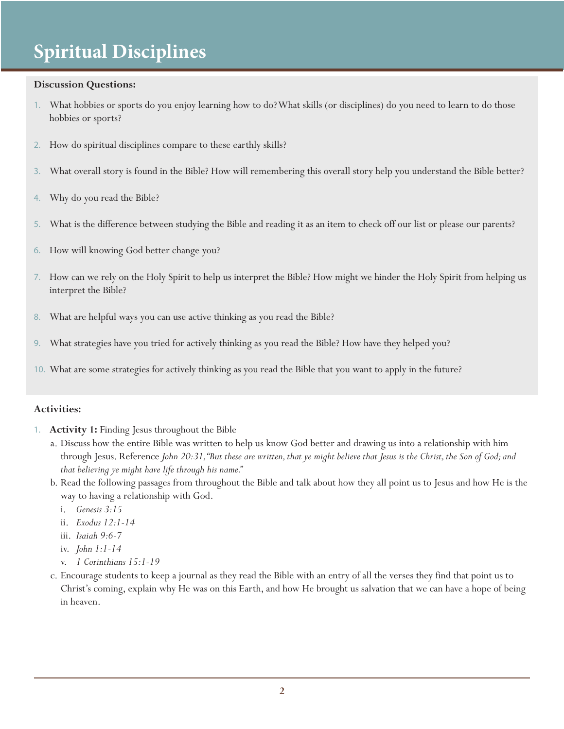# Spiritual Disciplines

**Discussion Questions:**

1. What hobbies or sports do you enjoy learning how to do? What skills (or disciplines) do you need to learn to do those hobbies or sports?
2. How do spiritual disciplines compare to these earthly skills?
3. What overall story is found in the Bible? How will remembering this overall story help you understand the Bible better?
4. Why do you read the Bible?
5. What is the difference between studying the Bible and reading it as an item to check off our list or please our parents?
6. How will knowing God better change you?
7. How can we rely on the Holy Spirit to help us interpret the Bible? How might we hinder the Holy Spirit from helping us interpret the Bible?
8. What are helpful ways you can use active thinking as you read the Bible?
9. What strategies have you tried for actively thinking as you read the Bible? How have they helped you?
10. What are some strategies for actively thinking as you read the Bible that you want to apply in the future?

**Activities:**

1. **Activity 1:** Finding Jesus throughout the Bible
   a. Discuss how the entire Bible was written to help us know God better and drawing us into a relationship with him through Jesus. Reference *John 20:31, "But these are written, that ye might believe that Jesus is the Christ, the Son of God; and that believing ye might have life through his name."*
   b. Read the following passages from throughout the Bible and talk about how they all point us to Jesus and how He is the way to having a relationship with God.
      i. *Genesis 3:15*
      ii. *Exodus 12:1-14*
      iii. *Isaiah 9:6-7*
      iv. *John 1:1-14*
      v. *1 Corinthians 15:1-19*
   c. Encourage students to keep a journal as they read the Bible with an entry of all the verses they find that point us to Christ's coming, explain why He was on this Earth, and how He brought us salvation that we can have a hope of being in heaven.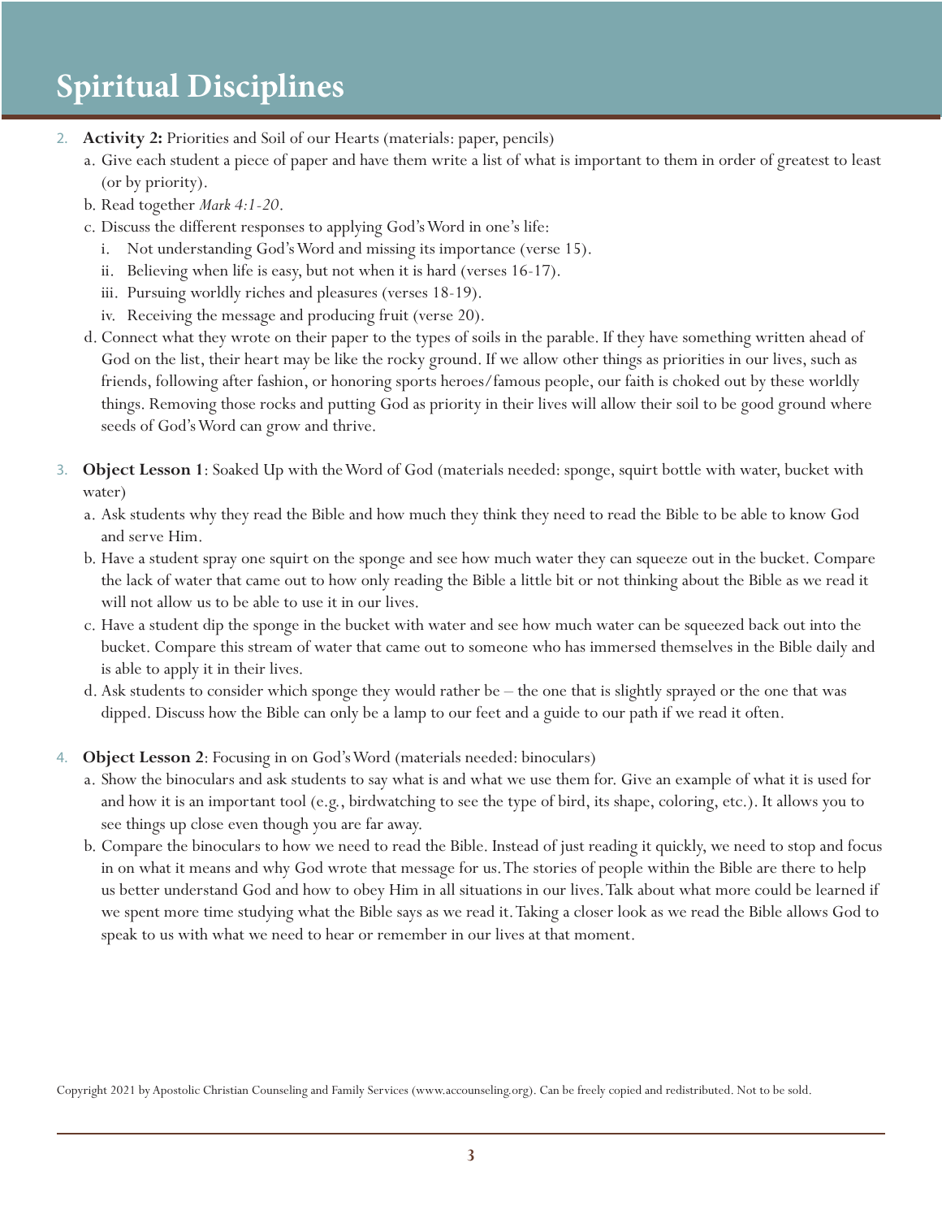2. **Activity 2:** Priorities and Soil of our Hearts (materials: paper, pencils)
   a. Give each student a piece of paper and have them write a list of what is important to them in order of greatest to least (or by priority).
   b. Read together *Mark 4:1-20*.
   c. Discuss the different responses to applying God's Word in one's life:
      i. Not understanding God's Word and missing its importance (verse 15).
      ii. Believing when life is easy, but not when it is hard (verses 16-17).
      iii. Pursuing worldly riches and pleasures (verses 18-19).
      iv. Receiving the message and producing fruit (verse 20).
   d. Connect what they wrote on their paper to the types of soils in the parable. If they have something written ahead of God on the list, their heart may be like the rocky ground. If we allow other things as priorities in our lives, such as friends, following after fashion, or honoring sports heroes/famous people, our faith is choked out by these worldly things. Removing those rocks and putting God as priority in their lives will allow their soil to be good ground where seeds of God's Word can grow and thrive.

3. **Object Lesson 1**: Soaked Up with the Word of God (materials needed: sponge, squirt bottle with water, bucket with water)
   a. Ask students why they read the Bible and how much they think they need to read the Bible to be able to know God and serve Him.
   b. Have a student spray one squirt on the sponge and see how much water they can squeeze out in the bucket. Compare the lack of water that came out to how only reading the Bible a little bit or not thinking about the Bible as we read it will not allow us to be able to use it in our lives.
   c. Have a student dip the sponge in the bucket with water and see how much water can be squeezed back out into the bucket. Compare this stream of water that came out to someone who has immersed themselves in the Bible daily and is able to apply it in their lives.
   d. Ask students to consider which sponge they would rather be – the one that is slightly sprayed or the one that was dipped. Discuss how the Bible can only be a lamp to our feet and a guide to our path if we read it often.

4. **Object Lesson 2**: Focusing in on God's Word (materials needed: binoculars)
   a. Show the binoculars and ask students to say what is and what we use them for. Give an example of what it is used for and how it is an important tool (e.g., birdwatching to see the type of bird, its shape, coloring, etc.). It allows you to see things up close even though you are far away.
   b. Compare the binoculars to how we need to read the Bible. Instead of just reading it quickly, we need to stop and focus in on what it means and why God wrote that message for us. The stories of people within the Bible are there to help us better understand God and how to obey Him in all situations in our lives. Talk about what more could be learned if we spent more time studying what the Bible says as we read it. Taking a closer look as we read the Bible allows God to speak to us with what we need to hear or remember in our lives at that moment.

Copyright 2021 by Apostolic Christian Counseling and Family Services (www.accounseling.org). Can be freely copied and redistributed. Not to be sold.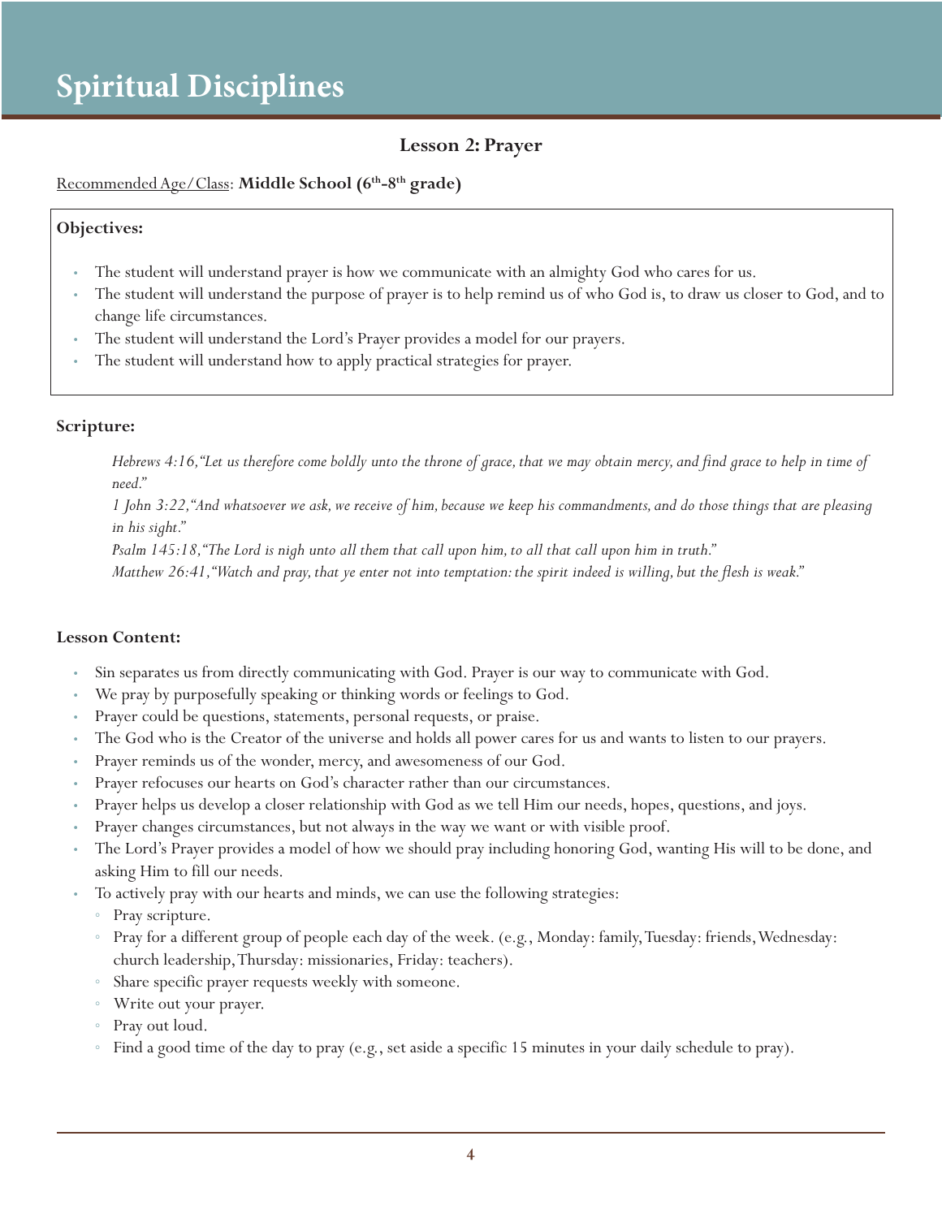# Spiritual Disciplines

## Lesson 2: Prayer

Recommended Age/Class: **Middle School (6th-8th grade)**

**Objectives:**

- The student will understand prayer is how we communicate with an almighty God who cares for us.
- The student will understand the purpose of prayer is to help remind us of who God is, to draw us closer to God, and to change life circumstances.
- The student will understand the Lord's Prayer provides a model for our prayers.
- The student will understand how to apply practical strategies for prayer.

**Scripture:**

*Hebrews 4:16, "Let us therefore come boldly unto the throne of grace, that we may obtain mercy, and find grace to help in time of need."*
*1 John 3:22, "And whatsoever we ask, we receive of him, because we keep his commandments, and do those things that are pleasing in his sight."*
*Psalm 145:18, "The Lord is nigh unto all them that call upon him, to all that call upon him in truth."*
*Matthew 26:41, "Watch and pray, that ye enter not into temptation: the spirit indeed is willing, but the flesh is weak."*

**Lesson Content:**

- Sin separates us from directly communicating with God. Prayer is our way to communicate with God.
- We pray by purposefully speaking or thinking words or feelings to God.
- Prayer could be questions, statements, personal requests, or praise.
- The God who is the Creator of the universe and holds all power cares for us and wants to listen to our prayers.
- Prayer reminds us of the wonder, mercy, and awesomeness of our God.
- Prayer refocuses our hearts on God's character rather than our circumstances.
- Prayer helps us develop a closer relationship with God as we tell Him our needs, hopes, questions, and joys.
- Prayer changes circumstances, but not always in the way we want or with visible proof.
- The Lord's Prayer provides a model of how we should pray including honoring God, wanting His will to be done, and asking Him to fill our needs.
- To actively pray with our hearts and minds, we can use the following strategies:
  - Pray scripture.
  - Pray for a different group of people each day of the week. (e.g., Monday: family, Tuesday: friends, Wednesday: church leadership, Thursday: missionaries, Friday: teachers).
  - Share specific prayer requests weekly with someone.
  - Write out your prayer.
  - Pray out loud.
  - Find a good time of the day to pray (e.g., set aside a specific 15 minutes in your daily schedule to pray).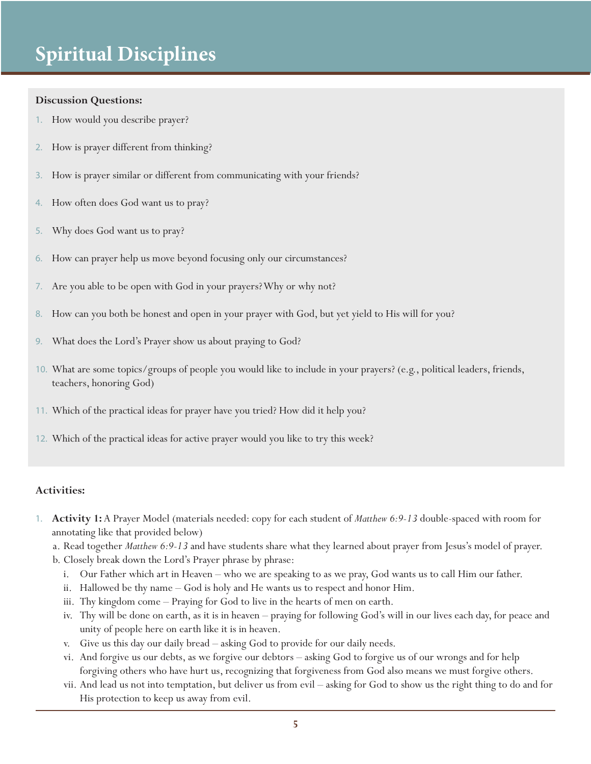# Spiritual Disciplines

**Discussion Questions:**

1. How would you describe prayer?
2. How is prayer different from thinking?
3. How is prayer similar or different from communicating with your friends?
4. How often does God want us to pray?
5. Why does God want us to pray?
6. How can prayer help us move beyond focusing only our circumstances?
7. Are you able to be open with God in your prayers? Why or why not?
8. How can you both be honest and open in your prayer with God, but yet yield to His will for you?
9. What does the Lord's Prayer show us about praying to God?
10. What are some topics/groups of people you would like to include in your prayers? (e.g., political leaders, friends, teachers, honoring God)
11. Which of the practical ideas for prayer have you tried? How did it help you?
12. Which of the practical ideas for active prayer would you like to try this week?

**Activities:**

1. **Activity 1:** A Prayer Model (materials needed: copy for each student of *Matthew 6:9-13* double-spaced with room for annotating like that provided below)
   a. Read together *Matthew 6:9-13* and have students share what they learned about prayer from Jesus's model of prayer.
   b. Closely break down the Lord's Prayer phrase by phrase:
      i. Our Father which art in Heaven – who we are speaking to as we pray, God wants us to call Him our father.
      ii. Hallowed be thy name – God is holy and He wants us to respect and honor Him.
      iii. Thy kingdom come – Praying for God to live in the hearts of men on earth.
      iv. Thy will be done on earth, as it is in heaven – praying for following God's will in our lives each day, for peace and unity of people here on earth like it is in heaven.
      v. Give us this day our daily bread – asking God to provide for our daily needs.
      vi. And forgive us our debts, as we forgive our debtors – asking God to forgive us of our wrongs and for help forgiving others who have hurt us, recognizing that forgiveness from God also means we must forgive others.
      vii. And lead us not into temptation, but deliver us from evil – asking for God to show us the right thing to do and for His protection to keep us away from evil.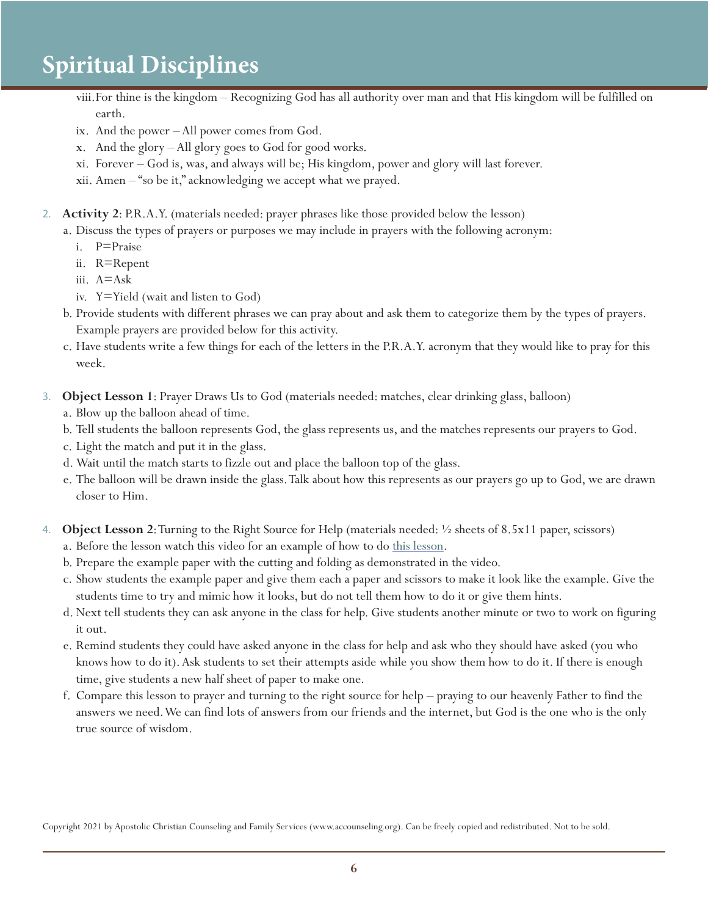viii. For thine is the kingdom – Recognizing God has all authority over man and that His kingdom will be fulfilled on earth.
   ix. And the power – All power comes from God.
   x. And the glory – All glory goes to God for good works.
   xi. Forever – God is, was, and always will be; His kingdom, power and glory will last forever.
   xii. Amen – "so be it," acknowledging we accept what we prayed.

2. **Activity 2**: P.R.A.Y. (materials needed: prayer phrases like those provided below the lesson)
   a. Discuss the types of prayers or purposes we may include in prayers with the following acronym:
      i. P=Praise
      ii. R=Repent
      iii. A=Ask
      iv. Y=Yield (wait and listen to God)
   b. Provide students with different phrases we can pray about and ask them to categorize them by the types of prayers. Example prayers are provided below for this activity.
   c. Have students write a few things for each of the letters in the P.R.A.Y. acronym that they would like to pray for this week.

3. **Object Lesson 1**: Prayer Draws Us to God (materials needed: matches, clear drinking glass, balloon)
   a. Blow up the balloon ahead of time.
   b. Tell students the balloon represents God, the glass represents us, and the matches represents our prayers to God.
   c. Light the match and put it in the glass.
   d. Wait until the match starts to fizzle out and place the balloon top of the glass.
   e. The balloon will be drawn inside the glass. Talk about how this represents as our prayers go up to God, we are drawn closer to Him.

4. **Object Lesson 2**: Turning to the Right Source for Help (materials needed: ½ sheets of 8.5x11 paper, scissors)
   a. Before the lesson watch this video for an example of how to do this lesson.
   b. Prepare the example paper with the cutting and folding as demonstrated in the video.
   c. Show students the example paper and give them each a paper and scissors to make it look like the example. Give the students time to try and mimic how it looks, but do not tell them how to do it or give them hints.
   d. Next tell students they can ask anyone in the class for help. Give students another minute or two to work on figuring it out.
   e. Remind students they could have asked anyone in the class for help and ask who they should have asked (you who knows how to do it). Ask students to set their attempts aside while you show them how to do it. If there is enough time, give students a new half sheet of paper to make one.
   f. Compare this lesson to prayer and turning to the right source for help – praying to our heavenly Father to find the answers we need. We can find lots of answers from our friends and the internet, but God is the one who is the only true source of wisdom.

Copyright 2021 by Apostolic Christian Counseling and Family Services (www.accounseling.org). Can be freely copied and redistributed. Not to be sold.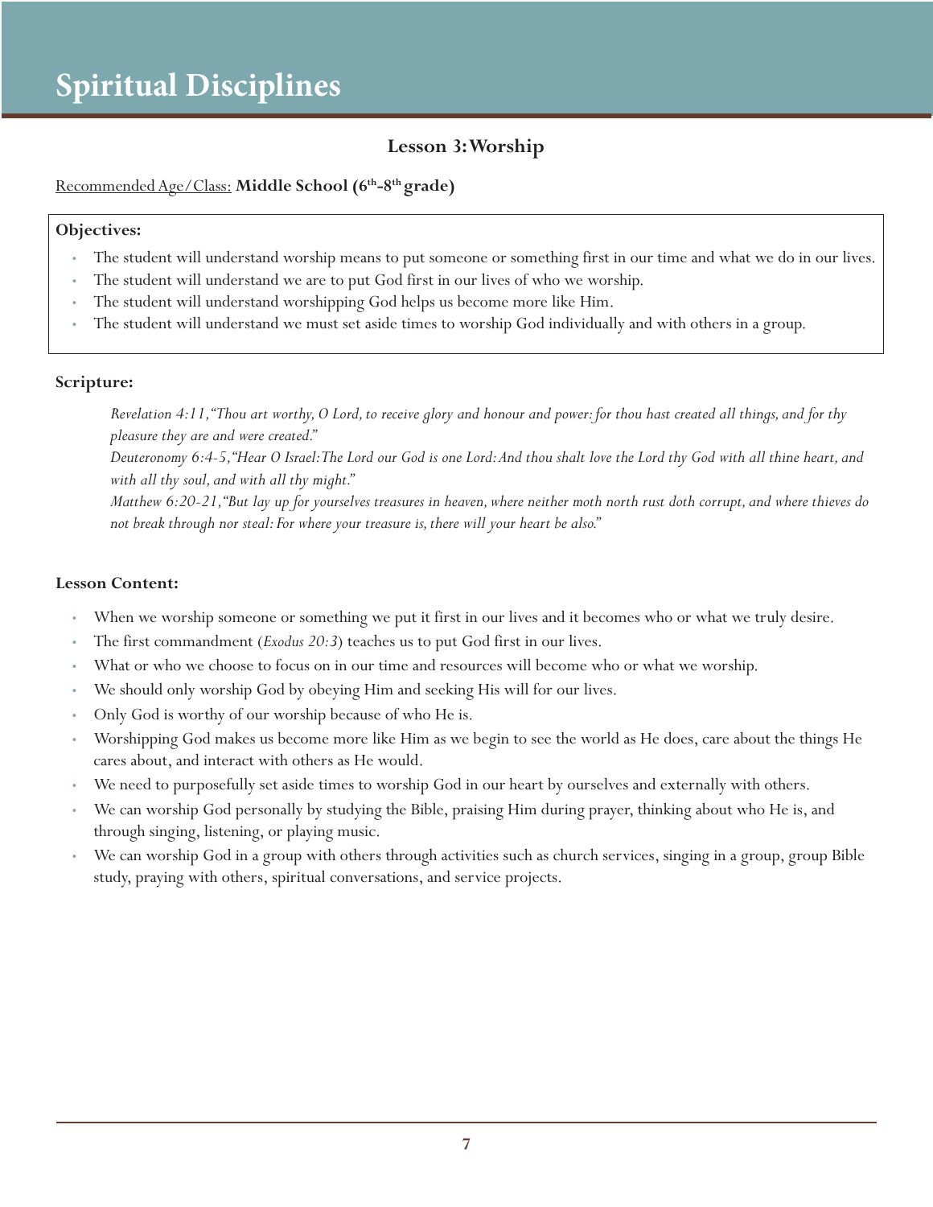# Spiritual Disciplines

## Lesson 3: Worship

Recommended Age/Class: **Middle School (6th-8th grade)**

**Objectives:**

- The student will understand worship means to put someone or something first in our time and what we do in our lives.
- The student will understand we are to put God first in our lives of who we worship.
- The student will understand worshipping God helps us become more like Him.
- The student will understand we must set aside times to worship God individually and with others in a group.

**Scripture:**

*Revelation 4:11, "Thou art worthy, O Lord, to receive glory and honour and power: for thou hast created all things, and for thy pleasure they are and were created."*
*Deuteronomy 6:4-5, "Hear O Israel: The Lord our God is one Lord: And thou shalt love the Lord thy God with all thine heart, and with all thy soul, and with all thy might."*
*Matthew 6:20-21, "But lay up for yourselves treasures in heaven, where neither moth north rust doth corrupt, and where thieves do not break through nor steal: For where your treasure is, there will your heart be also."*

**Lesson Content:**

- When we worship someone or something we put it first in our lives and it becomes who or what we truly desire.
- The first commandment (*Exodus 20:3*) teaches us to put God first in our lives.
- What or who we choose to focus on in our time and resources will become who or what we worship.
- We should only worship God by obeying Him and seeking His will for our lives.
- Only God is worthy of our worship because of who He is.
- Worshipping God makes us become more like Him as we begin to see the world as He does, care about the things He cares about, and interact with others as He would.
- We need to purposefully set aside times to worship God in our heart by ourselves and externally with others.
- We can worship God personally by studying the Bible, praising Him during prayer, thinking about who He is, and through singing, listening, or playing music.
- We can worship God in a group with others through activities such as church services, singing in a group, group Bible study, praying with others, spiritual conversations, and service projects.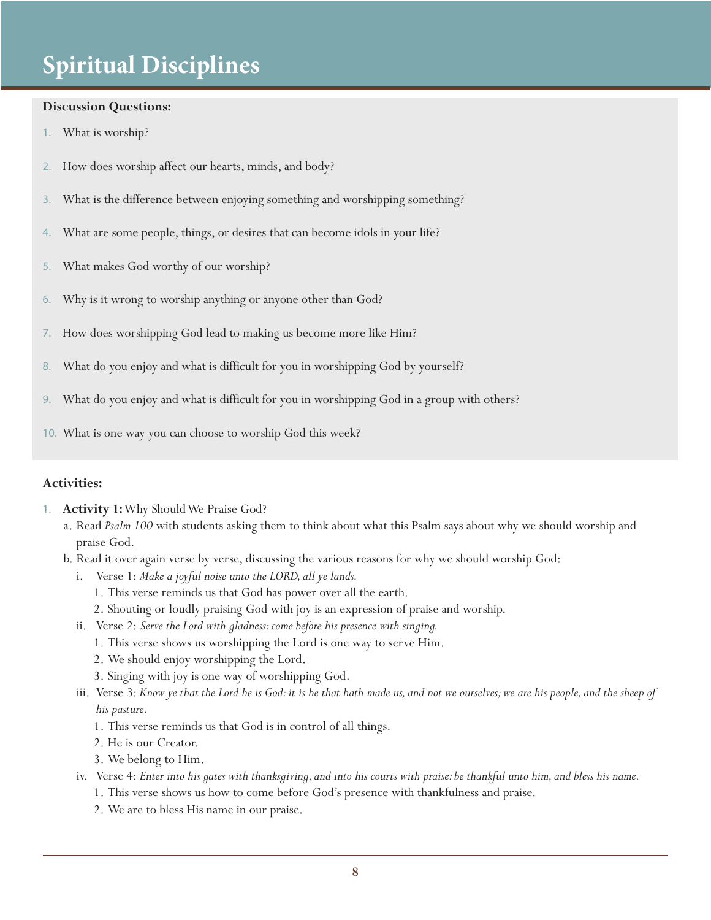# Spiritual Disciplines

**Discussion Questions:**

1. What is worship?
2. How does worship affect our hearts, minds, and body?
3. What is the difference between enjoying something and worshipping something?
4. What are some people, things, or desires that can become idols in your life?
5. What makes God worthy of our worship?
6. Why is it wrong to worship anything or anyone other than God?
7. How does worshipping God lead to making us become more like Him?
8. What do you enjoy and what is difficult for you in worshipping God by yourself?
9. What do you enjoy and what is difficult for you in worshipping God in a group with others?
10. What is one way you can choose to worship God this week?

**Activities:**

1. **Activity 1:** Why Should We Praise God?
   a. Read *Psalm 100* with students asking them to think about what this Psalm says about why we should worship and praise God.
   b. Read it over again verse by verse, discussing the various reasons for why we should worship God:
      i. Verse 1: *Make a joyful noise unto the LORD, all ye lands.*
         1. This verse reminds us that God has power over all the earth.
         2. Shouting or loudly praising God with joy is an expression of praise and worship.
      ii. Verse 2: *Serve the Lord with gladness: come before his presence with singing.*
         1. This verse shows us worshipping the Lord is one way to serve Him.
         2. We should enjoy worshipping the Lord.
         3. Singing with joy is one way of worshipping God.
      iii. Verse 3: *Know ye that the Lord he is God: it is he that hath made us, and not we ourselves; we are his people, and the sheep of his pasture.*
         1. This verse reminds us that God is in control of all things.
         2. He is our Creator.
         3. We belong to Him.
      iv. Verse 4: *Enter into his gates with thanksgiving, and into his courts with praise: be thankful unto him, and bless his name.*
         1. This verse shows us how to come before God's presence with thankfulness and praise.
         2. We are to bless His name in our praise.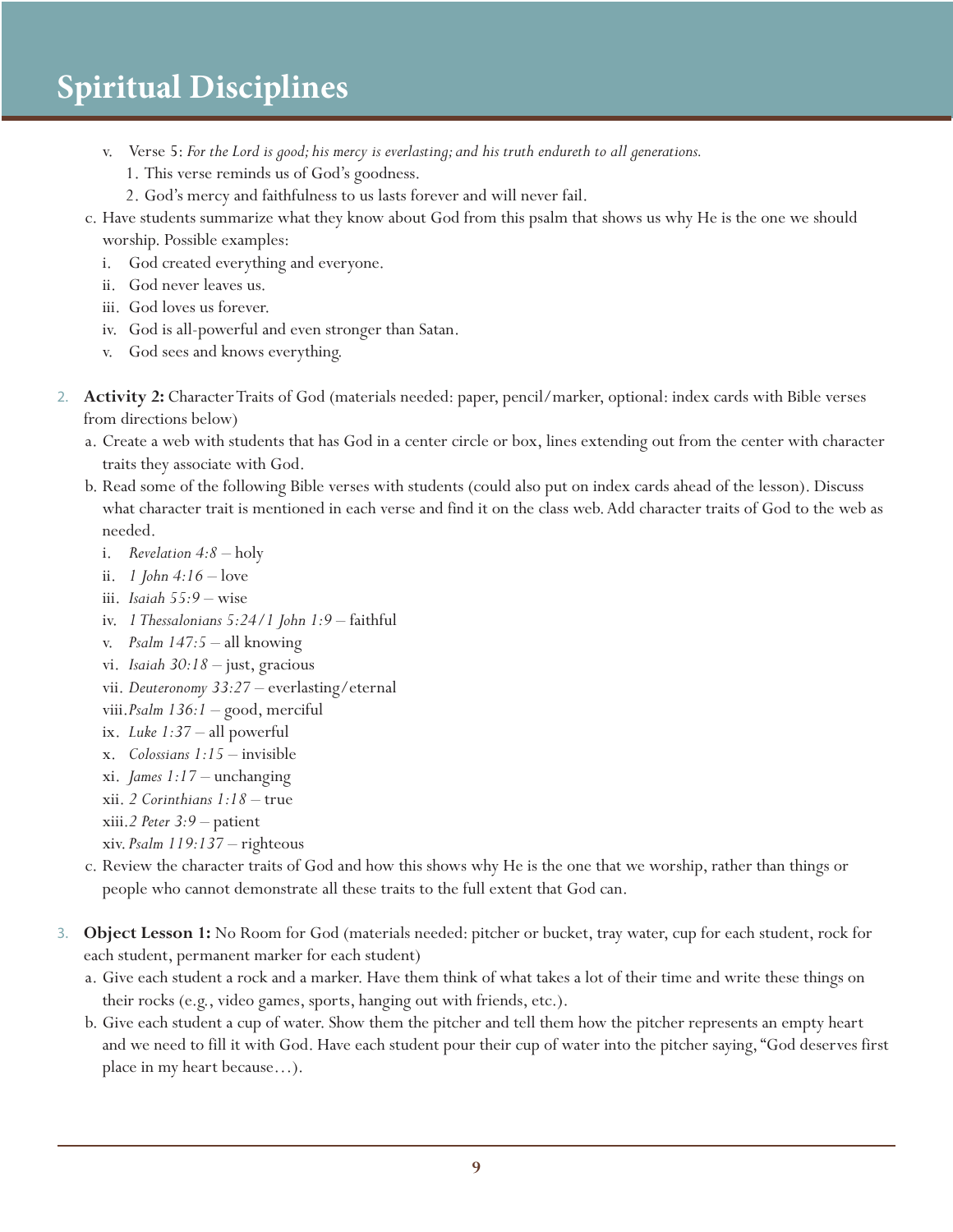v. Verse 5: *For the Lord is good; his mercy is everlasting; and his truth endureth to all generations.*
   1. This verse reminds us of God's goodness.
   2. God's mercy and faithfulness to us lasts forever and will never fail.

c. Have students summarize what they know about God from this psalm that shows us why He is the one we should worship. Possible examples:
   i. God created everything and everyone.
   ii. God never leaves us.
   iii. God loves us forever.
   iv. God is all-powerful and even stronger than Satan.
   v. God sees and knows everything.

2. **Activity 2:** Character Traits of God (materials needed: paper, pencil/marker, optional: index cards with Bible verses from directions below)
   a. Create a web with students that has God in a center circle or box, lines extending out from the center with character traits they associate with God.
   b. Read some of the following Bible verses with students (could also put on index cards ahead of the lesson). Discuss what character trait is mentioned in each verse and find it on the class web. Add character traits of God to the web as needed.
      i. *Revelation 4:8* – holy
      ii. *1 John 4:16* – love
      iii. *Isaiah 55:9* – wise
      iv. *1 Thessalonians 5:24/1 John 1:9* – faithful
      v. *Psalm 147:5* – all knowing
      vi. *Isaiah 30:18* – just, gracious
      vii. *Deuteronomy 33:27* – everlasting/eternal
      viii. *Psalm 136:1* – good, merciful
      ix. *Luke 1:37* – all powerful
      x. *Colossians 1:15* – invisible
      xi. *James 1:17* – unchanging
      xii. *2 Corinthians 1:18* – true
      xiii. *2 Peter 3:9* – patient
      xiv. *Psalm 119:137* – righteous
   c. Review the character traits of God and how this shows why He is the one that we worship, rather than things or people who cannot demonstrate all these traits to the full extent that God can.

3. **Object Lesson 1:** No Room for God (materials needed: pitcher or bucket, tray water, cup for each student, rock for each student, permanent marker for each student)
   a. Give each student a rock and a marker. Have them think of what takes a lot of their time and write these things on their rocks (e.g., video games, sports, hanging out with friends, etc.).
   b. Give each student a cup of water. Show them the pitcher and tell them how the pitcher represents an empty heart and we need to fill it with God. Have each student pour their cup of water into the pitcher saying, "God deserves first place in my heart because…).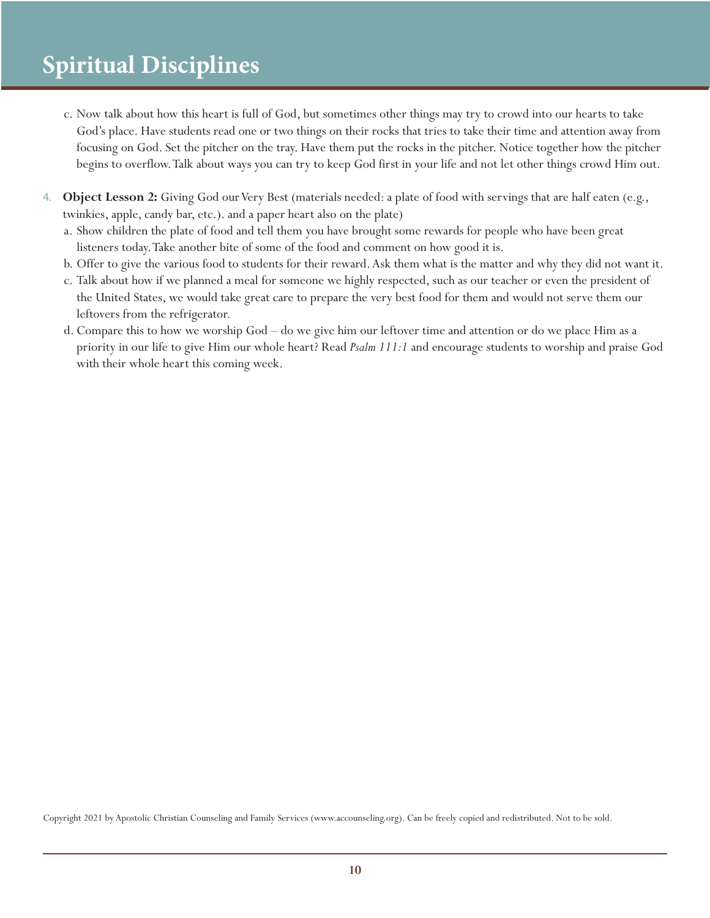c. Now talk about how this heart is full of God, but sometimes other things may try to crowd into our hearts to take God's place. Have students read one or two things on their rocks that tries to take their time and attention away from focusing on God. Set the pitcher on the tray. Have them put the rocks in the pitcher. Notice together how the pitcher begins to overflow. Talk about ways you can try to keep God first in your life and not let other things crowd Him out.

4. **Object Lesson 2:** Giving God our Very Best (materials needed: a plate of food with servings that are half eaten (e.g., twinkies, apple, candy bar, etc.). and a paper heart also on the plate)
   a. Show children the plate of food and tell them you have brought some rewards for people who have been great listeners today. Take another bite of some of the food and comment on how good it is.
   b. Offer to give the various food to students for their reward. Ask them what is the matter and why they did not want it.
   c. Talk about how if we planned a meal for someone we highly respected, such as our teacher or even the president of the United States, we would take great care to prepare the very best food for them and would not serve them our leftovers from the refrigerator.
   d. Compare this to how we worship God – do we give him our leftover time and attention or do we place Him as a priority in our life to give Him our whole heart? Read *Psalm 111:1* and encourage students to worship and praise God with their whole heart this coming week.

Copyright 2021 by Apostolic Christian Counseling and Family Services (www.accounseling.org). Can be freely copied and redistributed. Not to be sold.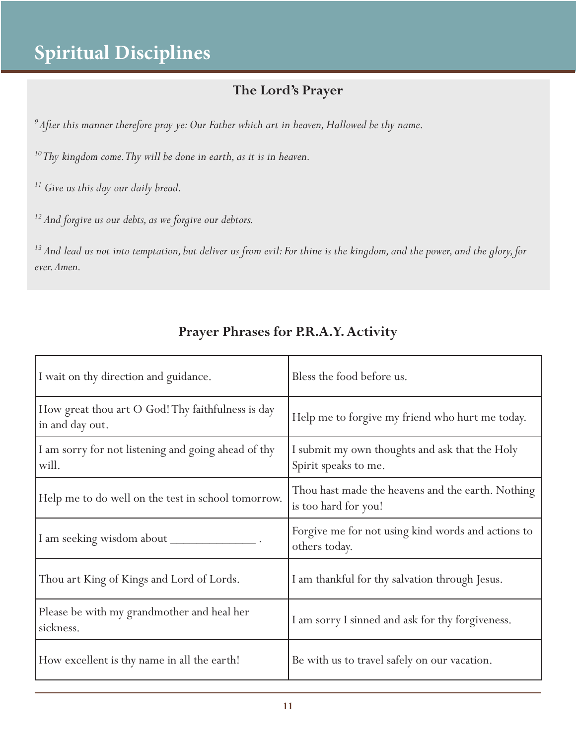# Spiritual Disciplines

## The Lord's Prayer

*[9] After this manner therefore pray ye: Our Father which art in heaven, Hallowed be thy name.*

*[10] Thy kingdom come. Thy will be done in earth, as it is in heaven.*

*[11] Give us this day our daily bread.*

*[12] And forgive us our debts, as we forgive our debtors.*

*[13] And lead us not into temptation, but deliver us from evil: For thine is the kingdom, and the power, and the glory, for ever. Amen.*

## Prayer Phrases for P.R.A.Y. Activity

| | |
|---|---|
| I wait on thy direction and guidance. | Bless the food before us. |
| How great thou art O God! Thy faithfulness is day in and day out. | Help me to forgive my friend who hurt me today. |
| I am sorry for not listening and going ahead of thy will. | I submit my own thoughts and ask that the Holy Spirit speaks to me. |
| Help me to do well on the test in school tomorrow. | Thou hast made the heavens and the earth. Nothing is too hard for you! |
| I am seeking wisdom about _____________ . | Forgive me for not using kind words and actions to others today. |
| Thou art King of Kings and Lord of Lords. | I am thankful for thy salvation through Jesus. |
| Please be with my grandmother and heal her sickness. | I am sorry I sinned and ask for thy forgiveness. |
| How excellent is thy name in all the earth! | Be with us to travel safely on our vacation. |